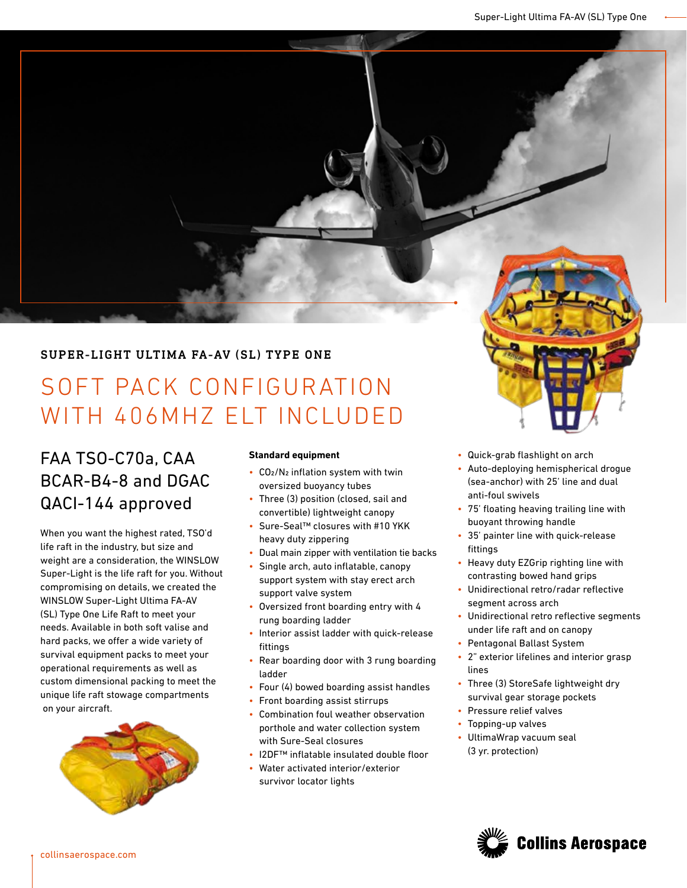## SUPER-LIGHT ULTIMA FA-AV (SL) TYPE ONE

# SOFT PACK CONFIGURATION WITH 406MHZ ELT INCLUDED

### FAA TSO-C70a, CAA BCAR-B4-8 and DGAC QACI-144 approved

When you want the highest rated, TSO'd life raft in the industry, but size and weight are a consideration, the WINSLOW Super-Light is the life raft for you. Without compromising on details, we created the WINSLOW Super-Light Ultima FA-AV (SL) Type One Life Raft to meet your needs. Available in both soft valise and hard packs, we offer a wide variety of survival equipment packs to meet your operational requirements as well as custom dimensional packing to meet the unique life raft stowage compartments on your aircraft.

**Standard equipment**

- $CO_2/N_2$ inflation system with twin oversized buoyancy tubes
- Three (3) position (closed, sail and convertible) lightweight canopy
- Sure-Seal™ closures with #10 YKK heavy duty zippering
- Dual main zipper with ventilation tie backs
- Single arch, auto inflatable, canopy support system with stay erect arch support valve system
- Oversized front boarding entry with 4 rung boarding ladder
- Interior assist ladder with quick-release fittings
- Rear boarding door with 3 rung boarding ladder
- Four (4) bowed boarding assist handles
- Front boarding assist stirrups
- Combination foul weather observation porthole and water collection system with Sure-Seal closures
- I2DF™ inflatable insulated double floor
- Water activated interior/exterior survivor locator lights
- Quick-grab flashlight on arch
- Auto-deploying hemispherical drogue (sea-anchor) with 25' line and dual anti-foul swivels
- 75' floating heaving trailing line with buoyant throwing handle
- 35' painter line with quick-release fittings
- Heavy duty EZGrip righting line with contrasting bowed hand grips
- Unidirectional retro/radar reflective segment across arch
- Unidirectional retro reflective segments under life raft and on canopy
- Pentagonal Ballast System
- 2" exterior lifelines and interior grasp lines
- Three (3) StoreSafe lightweight dry survival gear storage pockets
- Pressure relief valves
- Topping-up valves
- UltimaWrap vacuum seal (3 yr. protection)

collinsaerospace.com

Collins Aerospace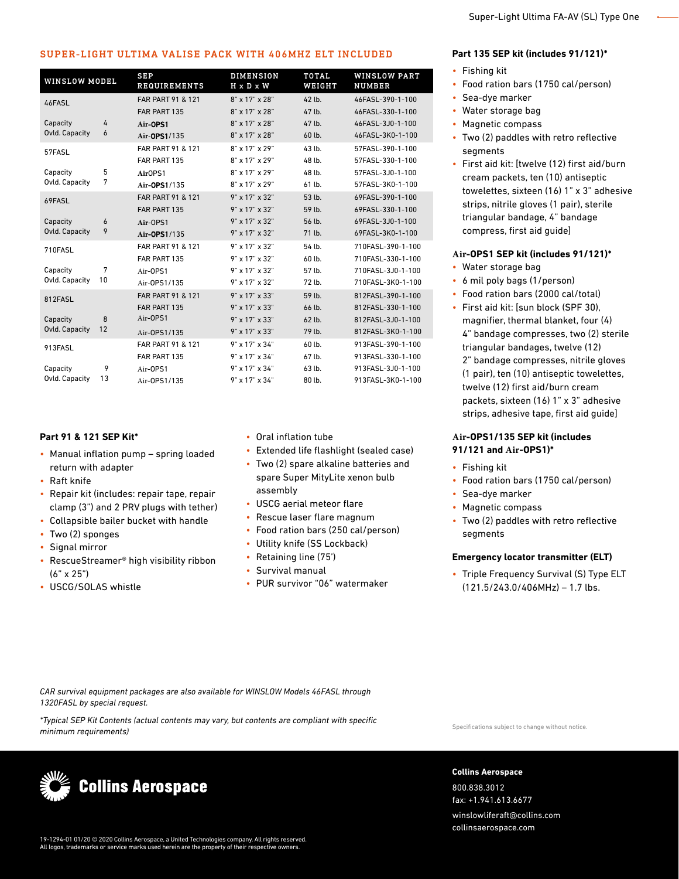## SUPER-LIGHT ULTIMA VALISE PACK WITH 406MHZ ELT INCLUDED

| WINSLOW MODEL | | SEP REQUIREMENTS | DIMENSION H x D x W | TOTAL WEIGHT | WINSLOW PART NUMBER |
|---|---|---|---|---|---|
| 46FASL | | FAR PART 91 & 121 | 8" x 17" x 28" | 42 lb. | 46FASL-390-1-100 |
| | | FAR PART 135 | 8" x 17" x 28" | 47 lb. | 46FASL-330-1-100 |
| Capacity | 4 | Air-OPS1 | 8" x 17" x 28" | 47 lb. | 46FASL-3J0-1-100 |
| Ovld. Capacity | 6 | Air-OPS1/135 | 8" x 17" x 28" | 60 lb. | 46FASL-3K0-1-100 |
| 57FASL | | FAR PART 91 & 121 | 8" x 17" x 29" | 43 lb. | 57FASL-390-1-100 |
| | | FAR PART 135 | 8" x 17" x 29" | 48 lb. | 57FASL-330-1-100 |
| Capacity | 5 | AirOPS1 | 8" x 17" x 29" | 48 lb. | 57FASL-3J0-1-100 |
| Ovld. Capacity | 7 | Air-OPS1/135 | 8" x 17" x 29" | 61 lb. | 57FASL-3K0-1-100 |
| 69FASL | | FAR PART 91 & 121 | 9" x 17" x 32" | 53 lb. | 69FASL-390-1-100 |
| | | FAR PART 135 | 9" x 17" x 32" | 59 lb. | 69FASL-330-1-100 |
| Capacity | 6 | Air-OPS1 | 9" x 17" x 32" | 56 lb. | 69FASL-3J0-1-100 |
| Ovld. Capacity | 9 | Air-OPS1/135 | 9" x 17" x 32" | 71 lb. | 69FASL-3K0-1-100 |
| 710FASL | | FAR PART 91 & 121 | 9" x 17" x 32" | 54 lb. | 710FASL-390-1-100 |
| | | FAR PART 135 | 9" x 17" x 32" | 60 lb. | 710FASL-330-1-100 |
| Capacity | 7 | Air-OPS1 | 9" x 17" x 32" | 57 lb. | 710FASL-3J0-1-100 |
| Ovld. Capacity | 10 | Air-OPS1/135 | 9" x 17" x 32" | 72 lb. | 710FASL-3K0-1-100 |
| 812FASL | | FAR PART 91 & 121 | 9" x 17" x 33" | 59 lb. | 812FASL-390-1-100 |
| | | FAR PART 135 | 9" x 17" x 33" | 66 lb. | 812FASL-330-1-100 |
| Capacity | 8 | Air-OPS1 | 9" x 17" x 33" | 62 lb. | 812FASL-3J0-1-100 |
| Ovld. Capacity | 12 | Air-OPS1/135 | 9" x 17" x 33" | 79 lb. | 812FASL-3K0-1-100 |
| 913FASL | | FAR PART 91 & 121 | 9" x 17" x 34" | 60 lb. | 913FASL-390-1-100 |
| | | FAR PART 135 | 9" x 17" x 34" | 67 lb. | 913FASL-330-1-100 |
| Capacity | 9 | Air-OPS1 | 9" x 17" x 34" | 63 lb. | 913FASL-3J0-1-100 |
| Ovld. Capacity | 13 | Air-OPS1/135 | 9" x 17" x 34" | 80 lb. | 913FASL-3K0-1-100 |

### Part 91 & 121 SEP Kit*

- Manual inflation pump – spring loaded return with adapter
- Raft knife
- Repair kit (includes: repair tape, repair clamp (3") and 2 PRV plugs with tether)
- Collapsible bailer bucket with handle
- Two (2) sponges
- Signal mirror
- RescueStreamer® high visibility ribbon (6" x 25")
- USCG/SOLAS whistle
- Oral inflation tube
- Extended life flashlight (sealed case)
- Two (2) spare alkaline batteries and spare Super MityLite xenon bulb assembly
- USCG aerial meteor flare
- Rescue laser flare magnum
- Food ration bars (250 cal/person)
- Utility knife (SS Lockback)
- Retaining line (75')
- Survival manual
- PUR survivor "06" watermaker

### Part 135 SEP kit (includes 91/121)*

- Fishing kit
- Food ration bars (1750 cal/person)
- Sea-dye marker
- Water storage bag
- Magnetic compass
- Two (2) paddles with retro reflective segments
- First aid kit: [twelve (12) first aid/burn cream packets, ten (10) antiseptic towelettes, sixteen (16) 1" x 3" adhesive strips, nitrile gloves (1 pair), sterile triangular bandage, 4" bandage compress, first aid guide]

### Air-OPS1 SEP kit (includes 91/121)*

- Water storage bag
- 6 mil poly bags (1/person)
- Food ration bars (2000 cal/total)
- First aid kit: [sun block (SPF 30), magnifier, thermal blanket, four (4) 4" bandage compresses, two (2) sterile triangular bandages, twelve (12) 2" bandage compresses, nitrile gloves (1 pair), ten (10) antiseptic towelettes, twelve (12) first aid/burn cream packets, sixteen (16) 1" x 3" adhesive strips, adhesive tape, first aid guide]

### Air-OPS1/135 SEP kit (includes 91/121 and Air-OPS1)*

- Fishing kit
- Food ration bars (1750 cal/person)
- Sea-dye marker
- Magnetic compass
- Two (2) paddles with retro reflective segments

### Emergency locator transmitter (ELT)

- Triple Frequency Survival (S) Type ELT (121.5/243.0/406MHz) – 1.7 lbs.

*CAR survival equipment packages are also available for WINSLOW Models 46FASL through 1320FASL by special request.*

*\*Typical SEP Kit Contents (actual contents may vary, but contents are compliant with specific minimum requirements)*

Specifications subject to change without notice.

**Collins Aerospace**

**Collins Aerospace**
800.838.3012
fax: +1.941.613.6677
winslowliferaft@collins.com
collinsaerospace.com

19-1294-01 01/20 © 2020 Collins Aerospace, a United Technologies company. All rights reserved.
All logos, trademarks or service marks used herein are the property of their respective owners.